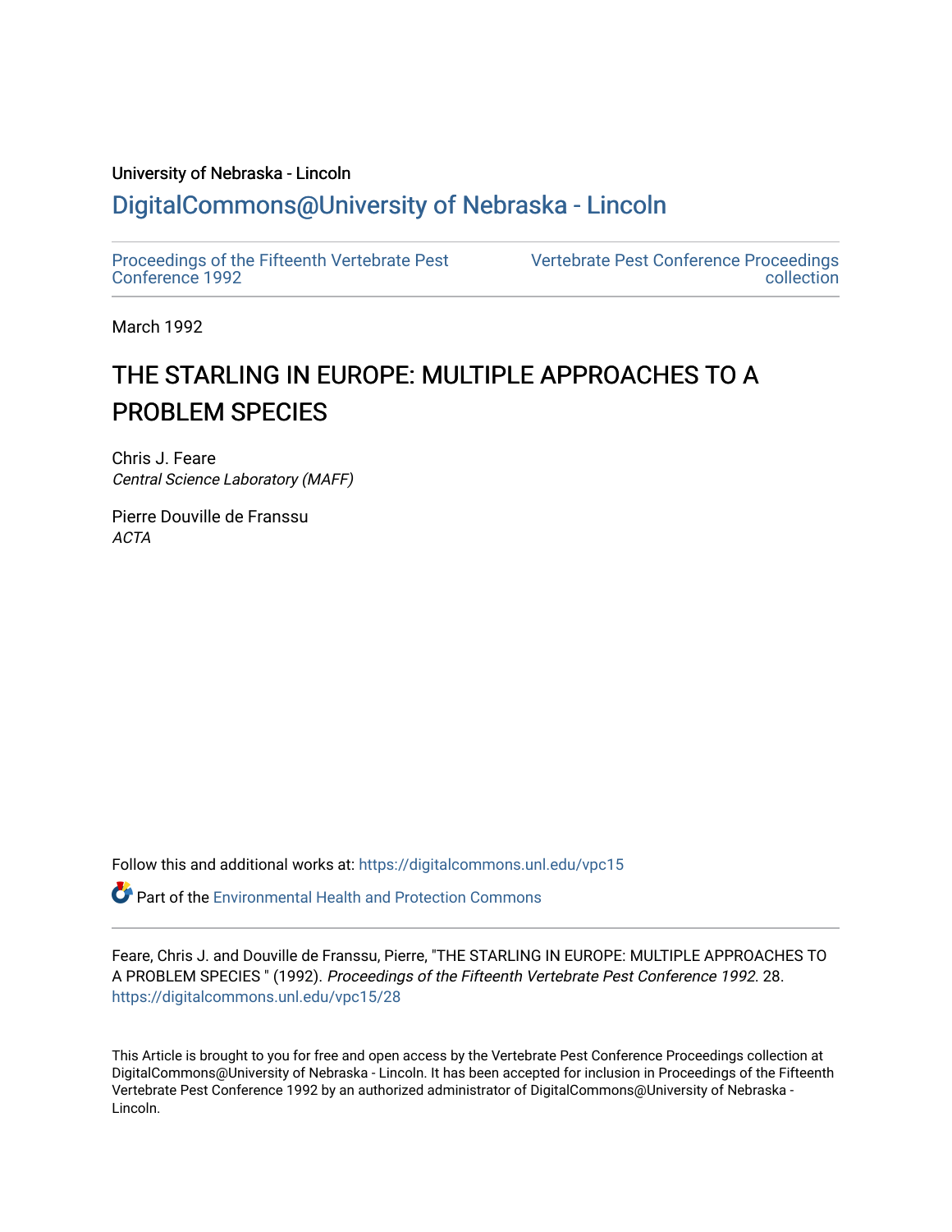University of Nebraska - Lincoln

## DigitalCommons@University of Nebraska - Lincoln

Proceedings of the Fifteenth Vertebrate Pest Conference 1992

Vertebrate Pest Conference Proceedings collection

March 1992

# THE STARLING IN EUROPE: MULTIPLE APPROACHES TO A PROBLEM SPECIES

Chris J. Feare
*Central Science Laboratory (MAFF)*

Pierre Douville de Franssu
*ACTA*

Follow this and additional works at: https://digitalcommons.unl.edu/vpc15

Part of the Environmental Health and Protection Commons

Feare, Chris J. and Douville de Franssu, Pierre, "THE STARLING IN EUROPE: MULTIPLE APPROACHES TO A PROBLEM SPECIES " (1992). *Proceedings of the Fifteenth Vertebrate Pest Conference 1992*. 28.
https://digitalcommons.unl.edu/vpc15/28

This Article is brought to you for free and open access by the Vertebrate Pest Conference Proceedings collection at DigitalCommons@University of Nebraska - Lincoln. It has been accepted for inclusion in Proceedings of the Fifteenth Vertebrate Pest Conference 1992 by an authorized administrator of DigitalCommons@University of Nebraska - Lincoln.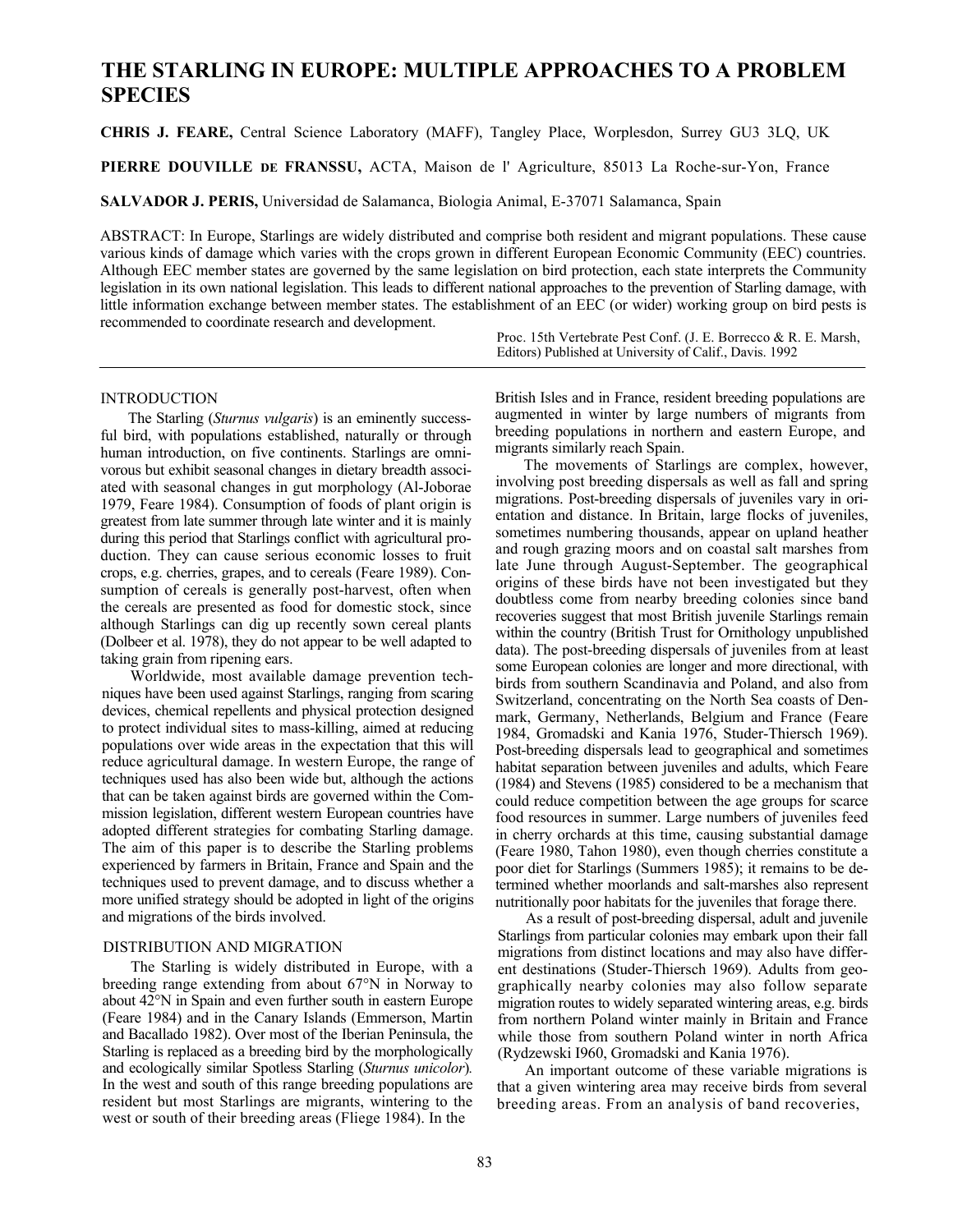# THE STARLING IN EUROPE: MULTIPLE APPROACHES TO A PROBLEM SPECIES

**CHRIS J. FEARE,** Central Science Laboratory (MAFF), Tangley Place, Worplesdon, Surrey GU3 3LQ, UK

**PIERRE DOUVILLE DE FRANSSU,** ACTA, Maison de l' Agriculture, 85013 La Roche-sur-Yon, France

**SALVADOR J. PERIS,** Universidad de Salamanca, Biologia Animal, E-37071 Salamanca, Spain

ABSTRACT: In Europe, Starlings are widely distributed and comprise both resident and migrant populations. These cause various kinds of damage which varies with the crops grown in different European Economic Community (EEC) countries. Although EEC member states are governed by the same legislation on bird protection, each state interprets the Community legislation in its own national legislation. This leads to different national approaches to the prevention of Starling damage, with little information exchange between member states. The establishment of an EEC (or wider) working group on bird pests is recommended to coordinate research and development.

Proc. 15th Vertebrate Pest Conf. (J. E. Borrecco & R. E. Marsh, Editors) Published at University of Calif., Davis. 1992

## INTRODUCTION

The Starling (*Sturnus vulgaris*) is an eminently successful bird, with populations established, naturally or through human introduction, on five continents. Starlings are omnivorous but exhibit seasonal changes in dietary breadth associated with seasonal changes in gut morphology (Al-Joborae 1979, Feare 1984). Consumption of foods of plant origin is greatest from late summer through late winter and it is mainly during this period that Starlings conflict with agricultural production. They can cause serious economic losses to fruit crops, e.g. cherries, grapes, and to cereals (Feare 1989). Consumption of cereals is generally post-harvest, often when the cereals are presented as food for domestic stock, since although Starlings can dig up recently sown cereal plants (Dolbeer et al. 1978), they do not appear to be well adapted to taking grain from ripening ears.

Worldwide, most available damage prevention techniques have been used against Starlings, ranging from scaring devices, chemical repellents and physical protection designed to protect individual sites to mass-killing, aimed at reducing populations over wide areas in the expectation that this will reduce agricultural damage. In western Europe, the range of techniques used has also been wide but, although the actions that can be taken against birds are governed within the Commission legislation, different western European countries have adopted different strategies for combating Starling damage. The aim of this paper is to describe the Starling problems experienced by farmers in Britain, France and Spain and the techniques used to prevent damage, and to discuss whether a more unified strategy should be adopted in light of the origins and migrations of the birds involved.

## DISTRIBUTION AND MIGRATION

The Starling is widely distributed in Europe, with a breeding range extending from about 67°N in Norway to about 42°N in Spain and even further south in eastern Europe (Feare 1984) and in the Canary Islands (Emmerson, Martin and Bacallado 1982). Over most of the Iberian Peninsula, the Starling is replaced as a breeding bird by the morphologically and ecologically similar Spotless Starling (*Sturnus unicolor*). In the west and south of this range breeding populations are resident but most Starlings are migrants, wintering to the west or south of their breeding areas (Fliege 1984). In the British Isles and in France, resident breeding populations are augmented in winter by large numbers of migrants from breeding populations in northern and eastern Europe, and migrants similarly reach Spain.

The movements of Starlings are complex, however, involving post breeding dispersals as well as fall and spring migrations. Post-breeding dispersals of juveniles vary in orientation and distance. In Britain, large flocks of juveniles, sometimes numbering thousands, appear on upland heather and rough grazing moors and on coastal salt marshes from late June through August-September. The geographical origins of these birds have not been investigated but they doubtless come from nearby breeding colonies since band recoveries suggest that most British juvenile Starlings remain within the country (British Trust for Ornithology unpublished data). The post-breeding dispersals of juveniles from at least some European colonies are longer and more directional, with birds from southern Scandinavia and Poland, and also from Switzerland, concentrating on the North Sea coasts of Denmark, Germany, Netherlands, Belgium and France (Feare 1984, Gromadski and Kania 1976, Studer-Thiersch 1969). Post-breeding dispersals lead to geographical and sometimes habitat separation between juveniles and adults, which Feare (1984) and Stevens (1985) considered to be a mechanism that could reduce competition between the age groups for scarce food resources in summer. Large numbers of juveniles feed in cherry orchards at this time, causing substantial damage (Feare 1980, Tahon 1980), even though cherries constitute a poor diet for Starlings (Summers 1985); it remains to be determined whether moorlands and salt-marshes also represent nutritionally poor habitats for the juveniles that forage there.

As a result of post-breeding dispersal, adult and juvenile Starlings from particular colonies may embark upon their fall migrations from distinct locations and may also have different destinations (Studer-Thiersch 1969). Adults from geographically nearby colonies may also follow separate migration routes to widely separated wintering areas, e.g. birds from northern Poland winter mainly in Britain and France while those from southern Poland winter in north Africa (Rydzewski I960, Gromadski and Kania 1976).

An important outcome of these variable migrations is that a given wintering area may receive birds from several breeding areas. From an analysis of band recoveries,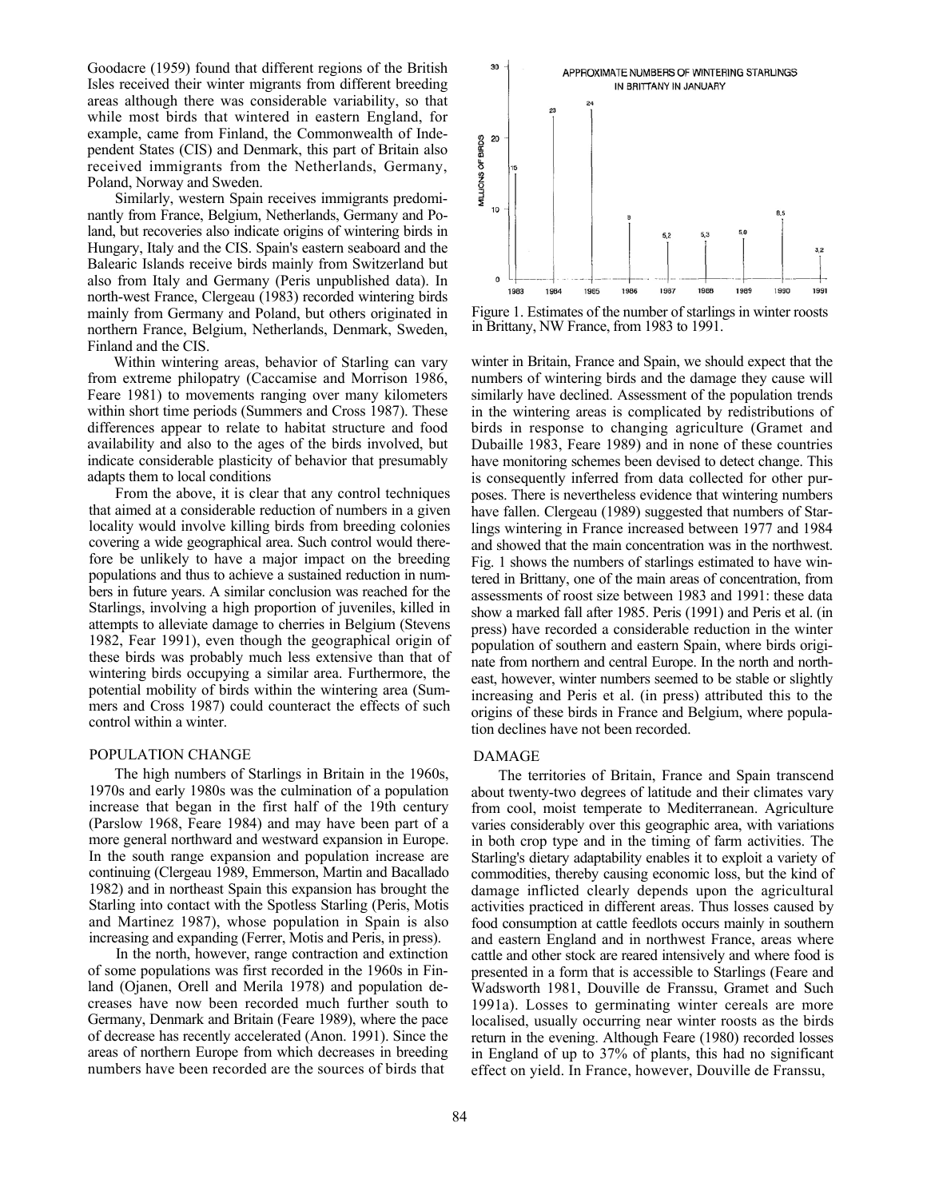Goodacre (1959) found that different regions of the British Isles received their winter migrants from different breeding areas although there was considerable variability, so that while most birds that wintered in eastern England, for example, came from Finland, the Commonwealth of Independent States (CIS) and Denmark, this part of Britain also received immigrants from the Netherlands, Germany, Poland, Norway and Sweden.

Similarly, western Spain receives immigrants predominantly from France, Belgium, Netherlands, Germany and Poland, but recoveries also indicate origins of wintering birds in Hungary, Italy and the CIS. Spain's eastern seaboard and the Balearic Islands receive birds mainly from Switzerland but also from Italy and Germany (Peris unpublished data). In north-west France, Clergeau (1983) recorded wintering birds mainly from Germany and Poland, but others originated in northern France, Belgium, Netherlands, Denmark, Sweden, Finland and the CIS.

Within wintering areas, behavior of Starling can vary from extreme philopatry (Caccamise and Morrison 1986, Feare 1981) to movements ranging over many kilometers within short time periods (Summers and Cross 1987). These differences appear to relate to habitat structure and food availability and also to the ages of the birds involved, but indicate considerable plasticity of behavior that presumably adapts them to local conditions

From the above, it is clear that any control techniques that aimed at a considerable reduction of numbers in a given locality would involve killing birds from breeding colonies covering a wide geographical area. Such control would therefore be unlikely to have a major impact on the breeding populations and thus to achieve a sustained reduction in numbers in future years. A similar conclusion was reached for the Starlings, involving a high proportion of juveniles, killed in attempts to alleviate damage to cherries in Belgium (Stevens 1982, Fear 1991), even though the geographical origin of these birds was probably much less extensive than that of wintering birds occupying a similar area. Furthermore, the potential mobility of birds within the wintering area (Summers and Cross 1987) could counteract the effects of such control within a winter.

## POPULATION CHANGE

The high numbers of Starlings in Britain in the 1960s, 1970s and early 1980s was the culmination of a population increase that began in the first half of the 19th century (Parslow 1968, Feare 1984) and may have been part of a more general northward and westward expansion in Europe. In the south range expansion and population increase are continuing (Clergeau 1989, Emmerson, Martin and Bacallado 1982) and in northeast Spain this expansion has brought the Starling into contact with the Spotless Starling (Peris, Motis and Martinez 1987), whose population in Spain is also increasing and expanding (Ferrer, Motis and Peris, in press).

In the north, however, range contraction and extinction of some populations was first recorded in the 1960s in Finland (Ojanen, Orell and Merila 1978) and population decreases have now been recorded much further south to Germany, Denmark and Britain (Feare 1989), where the pace of decrease has recently accelerated (Anon. 1991). Since the areas of northern Europe from which decreases in breeding numbers have been recorded are the sources of birds that winter in Britain, France and Spain, we should expect that the numbers of wintering birds and the damage they cause will similarly have declined. Assessment of the population trends in the wintering areas is complicated by redistributions of birds in response to changing agriculture (Gramet and Dubaille 1983, Feare 1989) and in none of these countries have monitoring schemes been devised to detect change. This is consequently inferred from data collected for other purposes. There is nevertheless evidence that wintering numbers have fallen. Clergeau (1989) suggested that numbers of Starlings wintering in France increased between 1977 and 1984 and showed that the main concentration was in the northwest. Fig. 1 shows the numbers of starlings estimated to have wintered in Brittany, one of the main areas of concentration, from assessments of roost size between 1983 and 1991: these data show a marked fall after 1985. Peris (1991) and Peris et al. (in press) have recorded a considerable reduction in the winter population of southern and eastern Spain, where birds originate from northern and central Europe. In the north and northeast, however, winter numbers seemed to be stable or slightly increasing and Peris et al. (in press) attributed this to the origins of these birds in France and Belgium, where population declines have not been recorded.

APPROXIMATE NUMBERS OF WINTERING STARLINGS IN BRITTANY IN JANUARY

| Year | Millions of birds |
|---|---|
| 1983 | 15 |
| 1984 | 23 |
| 1985 | 24 |
| 1986 | 8 |
| 1987 | 5,2 |
| 1988 | 5,3 |
| 1989 | 5,8 |
| 1990 | 8,5 |
| 1991 | 3,2 |

Figure 1. Estimates of the number of starlings in winter roosts in Brittany, NW France, from 1983 to 1991.

## DAMAGE

The territories of Britain, France and Spain transcend about twenty-two degrees of latitude and their climates vary from cool, moist temperate to Mediterranean. Agriculture varies considerably over this geographic area, with variations in both crop type and in the timing of farm activities. The Starling's dietary adaptability enables it to exploit a variety of commodities, thereby causing economic loss, but the kind of damage inflicted clearly depends upon the agricultural activities practiced in different areas. Thus losses caused by food consumption at cattle feedlots occurs mainly in southern and eastern England and in northwest France, areas where cattle and other stock are reared intensively and where food is presented in a form that is accessible to Starlings (Feare and Wadsworth 1981, Douville de Franssu, Gramet and Such 1991a). Losses to germinating winter cereals are more localised, usually occurring near winter roosts as the birds return in the evening. Although Feare (1980) recorded losses in England of up to 37% of plants, this had no significant effect on yield. In France, however, Douville de Franssu,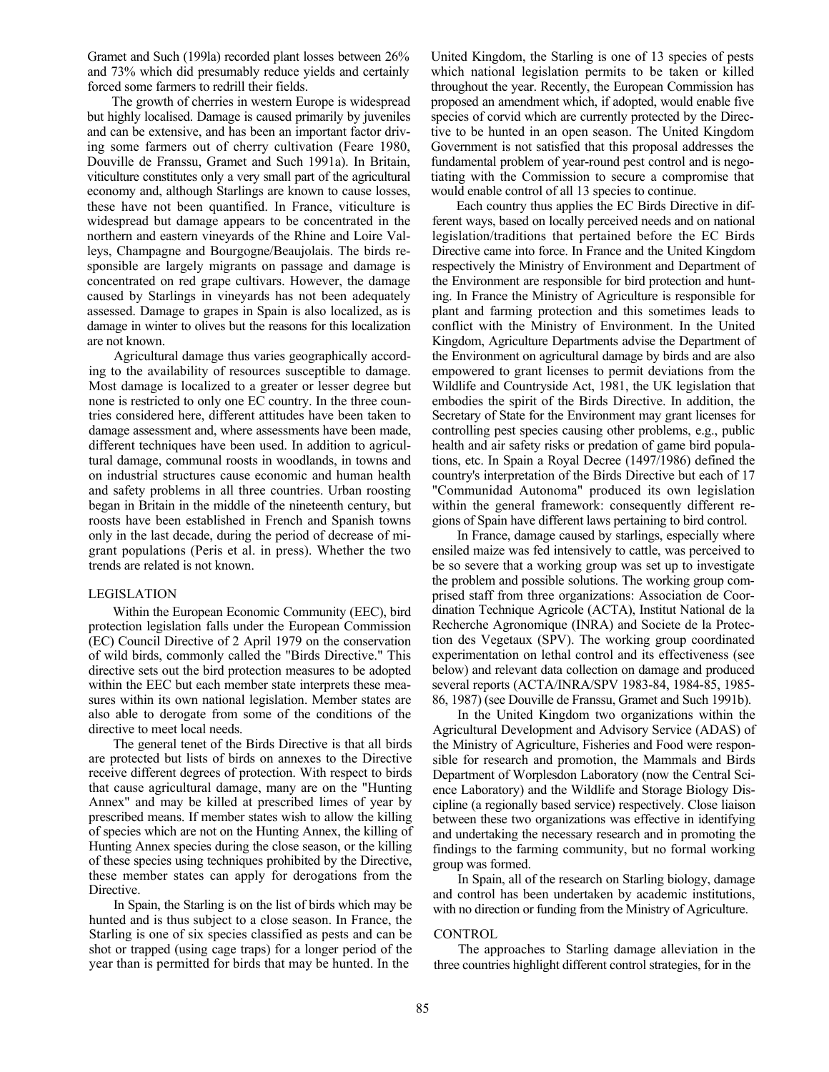Gramet and Such (199la) recorded plant losses between 26% and 73% which did presumably reduce yields and certainly forced some farmers to redrill their fields.

The growth of cherries in western Europe is widespread but highly localised. Damage is caused primarily by juveniles and can be extensive, and has been an important factor driving some farmers out of cherry cultivation (Feare 1980, Douville de Franssu, Gramet and Such 1991a). In Britain, viticulture constitutes only a very small part of the agricultural economy and, although Starlings are known to cause losses, these have not been quantified. In France, viticulture is widespread but damage appears to be concentrated in the northern and eastern vineyards of the Rhine and Loire Valleys, Champagne and Bourgogne/Beaujolais. The birds responsible are largely migrants on passage and damage is concentrated on red grape cultivars. However, the damage caused by Starlings in vineyards has not been adequately assessed. Damage to grapes in Spain is also localized, as is damage in winter to olives but the reasons for this localization are not known.

Agricultural damage thus varies geographically according to the availability of resources susceptible to damage. Most damage is localized to a greater or lesser degree but none is restricted to only one EC country. In the three countries considered here, different attitudes have been taken to damage assessment and, where assessments have been made, different techniques have been used. In addition to agricultural damage, communal roosts in woodlands, in towns and on industrial structures cause economic and human health and safety problems in all three countries. Urban roosting began in Britain in the middle of the nineteenth century, but roosts have been established in French and Spanish towns only in the last decade, during the period of decrease of migrant populations (Peris et al. in press). Whether the two trends are related is not known.

## LEGISLATION

Within the European Economic Community (EEC), bird protection legislation falls under the European Commission (EC) Council Directive of 2 April 1979 on the conservation of wild birds, commonly called the "Birds Directive." This directive sets out the bird protection measures to be adopted within the EEC but each member state interprets these measures within its own national legislation. Member states are also able to derogate from some of the conditions of the directive to meet local needs.

The general tenet of the Birds Directive is that all birds are protected but lists of birds on annexes to the Directive receive different degrees of protection. With respect to birds that cause agricultural damage, many are on the "Hunting Annex" and may be killed at prescribed limes of year by prescribed means. If member states wish to allow the killing of species which are not on the Hunting Annex, the killing of Hunting Annex species during the close season, or the killing of these species using techniques prohibited by the Directive, these member states can apply for derogations from the Directive.

In Spain, the Starling is on the list of birds which may be hunted and is thus subject to a close season. In France, the Starling is one of six species classified as pests and can be shot or trapped (using cage traps) for a longer period of the year than is permitted for birds that may be hunted. In the United Kingdom, the Starling is one of 13 species of pests which national legislation permits to be taken or killed throughout the year. Recently, the European Commission has proposed an amendment which, if adopted, would enable five species of corvid which are currently protected by the Directive to be hunted in an open season. The United Kingdom Government is not satisfied that this proposal addresses the fundamental problem of year-round pest control and is negotiating with the Commission to secure a compromise that would enable control of all 13 species to continue.

Each country thus applies the EC Birds Directive in different ways, based on locally perceived needs and on national legislation/traditions that pertained before the EC Birds Directive came into force. In France and the United Kingdom respectively the Ministry of Environment and Department of the Environment are responsible for bird protection and hunting. In France the Ministry of Agriculture is responsible for plant and farming protection and this sometimes leads to conflict with the Ministry of Environment. In the United Kingdom, Agriculture Departments advise the Department of the Environment on agricultural damage by birds and are also empowered to grant licenses to permit deviations from the Wildlife and Countryside Act, 1981, the UK legislation that embodies the spirit of the Birds Directive. In addition, the Secretary of State for the Environment may grant licenses for controlling pest species causing other problems, e.g., public health and air safety risks or predation of game bird populations, etc. In Spain a Royal Decree (1497/1986) defined the country's interpretation of the Birds Directive but each of 17 "Communidad Autonoma" produced its own legislation within the general framework: consequently different regions of Spain have different laws pertaining to bird control.

In France, damage caused by starlings, especially where ensiled maize was fed intensively to cattle, was perceived to be so severe that a working group was set up to investigate the problem and possible solutions. The working group comprised staff from three organizations: Association de Coordination Technique Agricole (ACTA), Institut National de la Recherche Agronomique (INRA) and Societe de la Protection des Vegetaux (SPV). The working group coordinated experimentation on lethal control and its effectiveness (see below) and relevant data collection on damage and produced several reports (ACTA/INRA/SPV 1983-84, 1984-85, 1985-86, 1987) (see Douville de Franssu, Gramet and Such 1991b).

In the United Kingdom two organizations within the Agricultural Development and Advisory Service (ADAS) of the Ministry of Agriculture, Fisheries and Food were responsible for research and promotion, the Mammals and Birds Department of Worplesdon Laboratory (now the Central Science Laboratory) and the Wildlife and Storage Biology Discipline (a regionally based service) respectively. Close liaison between these two organizations was effective in identifying and undertaking the necessary research and in promoting the findings to the farming community, but no formal working group was formed.

In Spain, all of the research on Starling biology, damage and control has been undertaken by academic institutions, with no direction or funding from the Ministry of Agriculture.

## CONTROL

The approaches to Starling damage alleviation in the three countries highlight different control strategies, for in the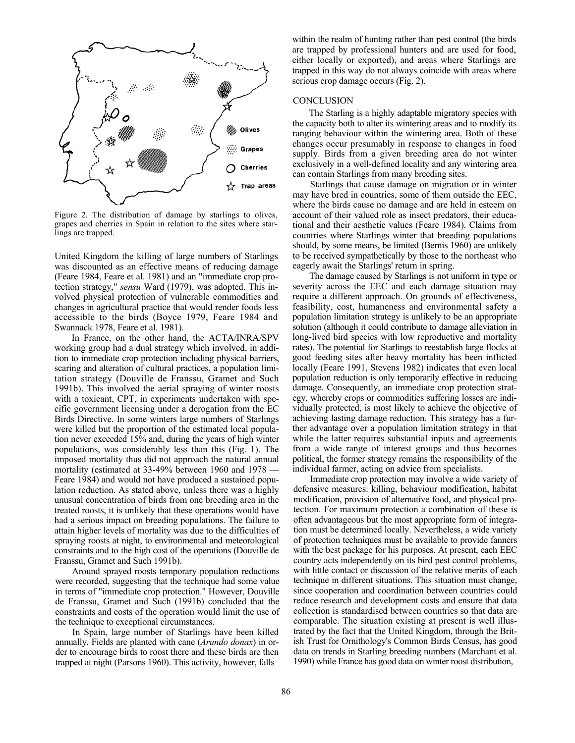Figure 2. The distribution of damage by starlings to olives, grapes and cherries in Spain in relation to the sites where starlings are trapped.

United Kingdom the killing of large numbers of Starlings was discounted as an effective means of reducing damage (Feare 1984, Feare et al. 1981) and an "immediate crop protection strategy," *sensu* Ward (1979), was adopted. This involved physical protection of vulnerable commodities and changes in agricultural practice that would render foods less accessible to the birds (Boyce 1979, Feare 1984 and Swannack 1978, Feare et al. 1981).

In France, on the other hand, the ACTA/INRA/SPV working group had a dual strategy which involved, in addition to immediate crop protection including physical barriers, scaring and alteration of cultural practices, a population limitation strategy (Douville de Franssu, Gramet and Such 1991b). This involved the aerial spraying of winter roosts with a toxicant, CPT, in experiments undertaken with specific government licensing under a derogation from the EC Birds Directive. In some winters large numbers of Starlings were killed but the proportion of the estimated local population never exceeded 15% and, during the years of high winter populations, was considerably less than this (Fig. 1). The imposed mortality thus did not approach the natural annual mortality (estimated at 33-49% between 1960 and 1978 — Feare 1984) and would not have produced a sustained population reduction. As stated above, unless there was a highly unusual concentration of birds from one breeding area in the treated roosts, it is unlikely that these operations would have had a serious impact on breeding populations. The failure to attain higher levels of mortality was due to the difficulties of spraying roosts at night, to environmental and meteorological constraints and to the high cost of the operations (Douville de Franssu, Gramet and Such 1991b).

Around sprayed roosts temporary population reductions were recorded, suggesting that the technique had some value in terms of "immediate crop protection." However, Douville de Franssu, Gramet and Such (1991b) concluded that the constraints and costs of the operation would limit the use of the technique to exceptional circumstances.

In Spain, large number of Starlings have been killed annually. Fields are planted with cane (*Arundo donax*) in order to encourage birds to roost there and these birds are then trapped at night (Parsons 1960). This activity, however, falls within the realm of hunting rather than pest control (the birds are trapped by professional hunters and are used for food, either locally or exported), and areas where Starlings are trapped in this way do not always coincide with areas where serious crop damage occurs (Fig. 2).

## CONCLUSION

The Starling is a highly adaptable migratory species with the capacity both to alter its wintering areas and to modify its ranging behaviour within the wintering area. Both of these changes occur presumably in response to changes in food supply. Birds from a given breeding area do not winter exclusively in a well-defined locality and any wintering area can contain Starlings from many breeding sites.

Starlings that cause damage on migration or in winter may have bred in countries, some of them outside the EEC, where the birds cause no damage and are held in esteem on account of their valued role as insect predators, their educational and their aesthetic values (Feare 1984). Claims from countries where Starlings winter that breeding populations should, by some means, be limited (Bernis 1960) are unlikely to be received sympathetically by those to the northeast who eagerly await the Starlings' return in spring.

The damage caused by Starlings is not uniform in type or severity across the EEC and each damage situation may require a different approach. On grounds of effectiveness, feasibility, cost, humaneness and environmental safety a population limitation strategy is unlikely to be an appropriate solution (although it could contribute to damage alleviation in long-lived bird species with low reproductive and mortality rates). The potential for Starlings to reestablish large flocks at good feeding sites after heavy mortality has been inflicted locally (Feare 1991, Stevens 1982) indicates that even local population reduction is only temporarily effective in reducing damage. Consequently, an immediate crop protection strategy, whereby crops or commodities suffering losses are individually protected, is most likely to achieve the objective of achieving lasting damage reduction. This strategy has a further advantage over a population limitation strategy in that while the latter requires substantial inputs and agreements from a wide range of interest groups and thus becomes political, the former strategy remains the responsibility of the individual farmer, acting on advice from specialists.

Immediate crop protection may involve a wide variety of defensive measures: killing, behaviour modification, habitat modification, provision of alternative food, and physical protection. For maximum protection a combination of these is often advantageous but the most appropriate form of integration must be determined locally. Nevertheless, a wide variety of protection techniques must be available to provide fanners with the best package for his purposes. At present, each EEC country acts independently on its bird pest control problems, with little contact or discussion of the relative merits of each technique in different situations. This situation must change, since cooperation and coordination between countries could reduce research and development costs and ensure that data collection is standardised between countries so that data are comparable. The situation existing at present is well illustrated by the fact that the United Kingdom, through the British Trust for Ornithology's Common Birds Census, has good data on trends in Starling breeding numbers (Marchant et al. 1990) while France has good data on winter roost distribution,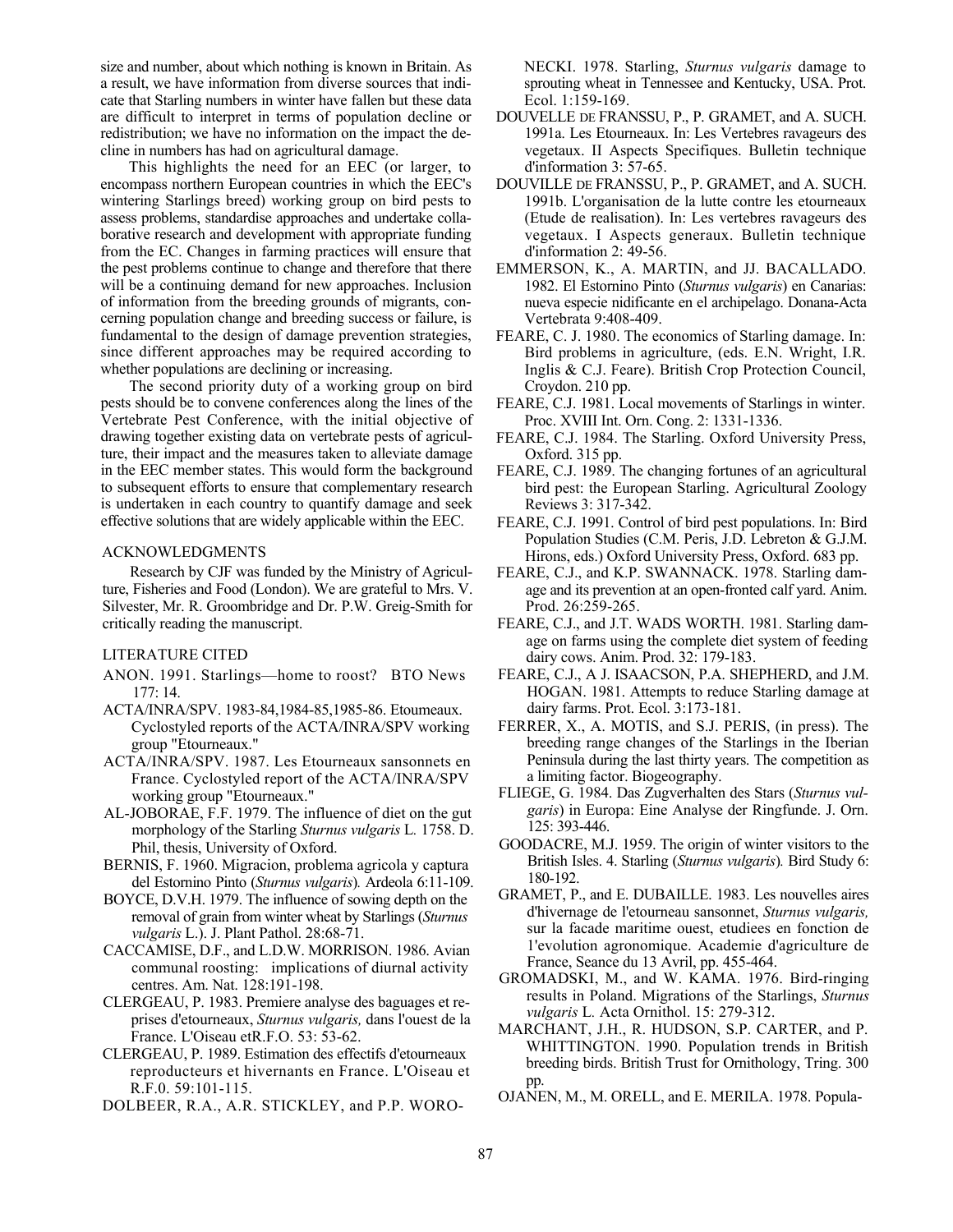size and number, about which nothing is known in Britain. As a result, we have information from diverse sources that indicate that Starling numbers in winter have fallen but these data are difficult to interpret in terms of population decline or redistribution; we have no information on the impact the decline in numbers has had on agricultural damage.

This highlights the need for an EEC (or larger, to encompass northern European countries in which the EEC's wintering Starlings breed) working group on bird pests to assess problems, standardise approaches and undertake collaborative research and development with appropriate funding from the EC. Changes in farming practices will ensure that the pest problems continue to change and therefore that there will be a continuing demand for new approaches. Inclusion of information from the breeding grounds of migrants, concerning population change and breeding success or failure, is fundamental to the design of damage prevention strategies, since different approaches may be required according to whether populations are declining or increasing.

The second priority duty of a working group on bird pests should be to convene conferences along the lines of the Vertebrate Pest Conference, with the initial objective of drawing together existing data on vertebrate pests of agriculture, their impact and the measures taken to alleviate damage in the EEC member states. This would form the background to subsequent efforts to ensure that complementary research is undertaken in each country to quantify damage and seek effective solutions that are widely applicable within the EEC.

## ACKNOWLEDGMENTS

Research by CJF was funded by the Ministry of Agriculture, Fisheries and Food (London). We are grateful to Mrs. V. Silvester, Mr. R. Groombridge and Dr. P.W. Greig-Smith for critically reading the manuscript.

## LITERATURE CITED

ANON. 1991. Starlings—home to roost? BTO News 177: 14.

ACTA/INRA/SPV. 1983-84,1984-85,1985-86. Etoumeaux. Cyclostyled reports of the ACTA/INRA/SPV working group "Etourneaux."

ACTA/INRA/SPV. 1987. Les Etourneaux sansonnets en France. Cyclostyled report of the ACTA/INRA/SPV working group "Etourneaux."

AL-JOBORAE, F.F. 1979. The influence of diet on the gut morphology of the Starling *Sturnus vulgaris* L. 1758. D. Phil, thesis, University of Oxford.

BERNIS, F. 1960. Migracion, problema agricola y captura del Estornino Pinto (*Sturnus vulgaris*). Ardeola 6:11-109.

BOYCE, D.V.H. 1979. The influence of sowing depth on the removal of grain from winter wheat by Starlings (*Sturnus vulgaris* L.). J. Plant Pathol. 28:68-71.

CACCAMISE, D.F., and L.D.W. MORRISON. 1986. Avian communal roosting: implications of diurnal activity centres. Am. Nat. 128:191-198.

CLERGEAU, P. 1983. Premiere analyse des baguages et reprises d'etourneaux, *Sturnus vulgaris,* dans l'ouest de la France. L'Oiseau etR.F.O. 53: 53-62.

CLERGEAU, P. 1989. Estimation des effectifs d'etourneaux reproducteurs et hivernants en France. L'Oiseau et R.F.0. 59:101-115.

DOLBEER, R.A., A.R. STICKLEY, and P.P. WORONECKI. 1978. Starling, *Sturnus vulgaris* damage to sprouting wheat in Tennessee and Kentucky, USA. Prot. Ecol. 1:159-169.

DOUVELLE DE FRANSSU, P., P. GRAMET, and A. SUCH. 1991a. Les Etourneaux. In: Les Vertebres ravageurs des vegetaux. II Aspects Specifiques. Bulletin technique d'information 3: 57-65.

DOUVILLE DE FRANSSU, P., P. GRAMET, and A. SUCH. 1991b. L'organisation de la lutte contre les etourneaux (Etude de realisation). In: Les vertebres ravageurs des vegetaux. I Aspects generaux. Bulletin technique d'information 2: 49-56.

EMMERSON, K., A. MARTIN, and JJ. BACALLADO. 1982. El Estornino Pinto (*Sturnus vulgaris*) en Canarias: nueva especie nidificante en el archipelago. Donana-Acta Vertebrata 9:408-409.

FEARE, C. J. 1980. The economics of Starling damage. In: Bird problems in agriculture, (eds. E.N. Wright, I.R. Inglis & C.J. Feare). British Crop Protection Council, Croydon. 210 pp.

FEARE, C.J. 1981. Local movements of Starlings in winter. Proc. XVIII Int. Orn. Cong. 2: 1331-1336.

FEARE, C.J. 1984. The Starling. Oxford University Press, Oxford. 315 pp.

FEARE, C.J. 1989. The changing fortunes of an agricultural bird pest: the European Starling. Agricultural Zoology Reviews 3: 317-342.

FEARE, C.J. 1991. Control of bird pest populations. In: Bird Population Studies (C.M. Peris, J.D. Lebreton & G.J.M. Hirons, eds.) Oxford University Press, Oxford. 683 pp.

FEARE, C.J., and K.P. SWANNACK. 1978. Starling damage and its prevention at an open-fronted calf yard. Anim. Prod. 26:259-265.

FEARE, C.J., and J.T. WADS WORTH. 1981. Starling damage on farms using the complete diet system of feeding dairy cows. Anim. Prod. 32: 179-183.

FEARE, C.J., A J. ISAACSON, P.A. SHEPHERD, and J.M. HOGAN. 1981. Attempts to reduce Starling damage at dairy farms. Prot. Ecol. 3:173-181.

FERRER, X., A. MOTIS, and S.J. PERIS, (in press). The breeding range changes of the Starlings in the Iberian Peninsula during the last thirty years. The competition as a limiting factor. Biogeography.

FLIEGE, G. 1984. Das Zugverhalten des Stars (*Sturnus vulgaris*) in Europa: Eine Analyse der Ringfunde. J. Orn. 125: 393-446.

GOODACRE, M.J. 1959. The origin of winter visitors to the British Isles. 4. Starling (*Sturnus vulgaris*). Bird Study 6: 180-192.

GRAMET, P., and E. DUBAILLE. 1983. Les nouvelles aires d'hivernage de l'etourneau sansonnet, *Sturnus vulgaris,* sur la facade maritime ouest, etudiees en fonction de 1'evolution agronomique. Academie d'agriculture de France, Seance du 13 Avril, pp. 455-464.

GROMADSKI, M., and W. KAMA. 1976. Bird-ringing results in Poland. Migrations of the Starlings, *Sturnus vulgaris* L. Acta Ornithol. 15: 279-312.

MARCHANT, J.H., R. HUDSON, S.P. CARTER, and P. WHITTINGTON. 1990. Population trends in British breeding birds. British Trust for Ornithology, Tring. 300 pp.

OJANEN, M., M. ORELL, and E. MERILA. 1978. Popula-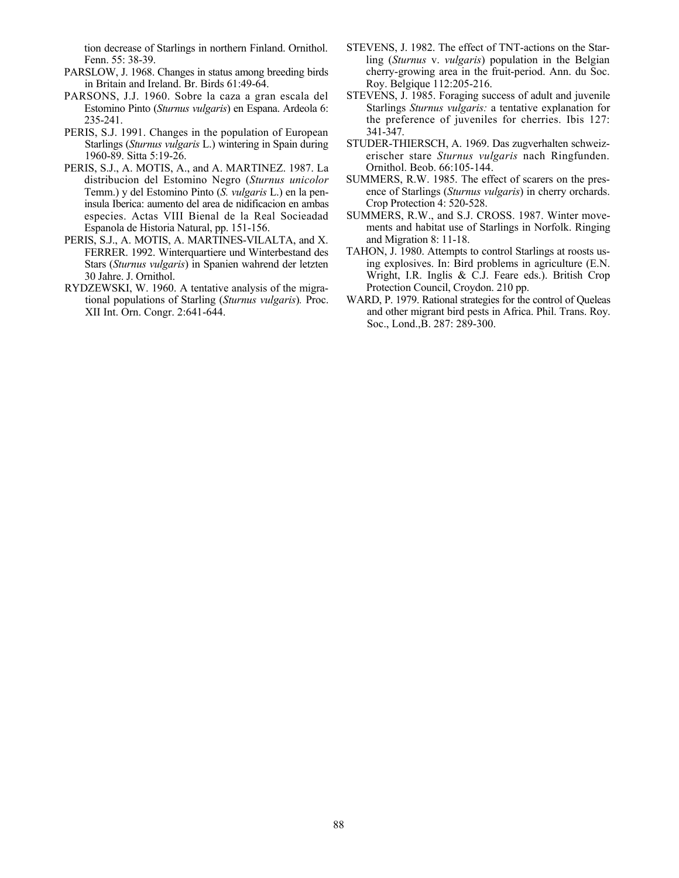tion decrease of Starlings in northern Finland. Ornithol. Fenn. 55: 38-39.

PARSLOW, J. 1968. Changes in status among breeding birds in Britain and Ireland. Br. Birds 61:49-64.

PARSONS, J.J. 1960. Sobre la caza a gran escala del Estomino Pinto (*Sturnus vulgaris*) en Espana. Ardeola 6: 235-241.

PERIS, S.J. 1991. Changes in the population of European Starlings (*Sturnus vulgaris* L.) wintering in Spain during 1960-89. Sitta 5:19-26.

PERIS, S.J., A. MOTIS, A., and A. MARTINEZ. 1987. La distribucion del Estomino Negro (*Sturnus unicolor* Temm.) y del Estomino Pinto (*S. vulgaris* L.) en la peninsula Iberica: aumento del area de nidificacion en ambas especies. Actas VIII Bienal de la Real Socieadad Espanola de Historia Natural, pp. 151-156.

PERIS, S.J., A. MOTIS, A. MARTINES-VILALTA, and X. FERRER. 1992. Winterquartiere und Winterbestand des Stars (*Sturnus vulgaris*) in Spanien wahrend der letzten 30 Jahre. J. Ornithol.

RYDZEWSKI, W. 1960. A tentative analysis of the migrational populations of Starling (*Sturnus vulgaris*). Proc. XII Int. Orn. Congr. 2:641-644.

STEVENS, J. 1982. The effect of TNT-actions on the Starling (*Sturnus* v. *vulgaris*) population in the Belgian cherry-growing area in the fruit-period. Ann. du Soc. Roy. Belgique 112:205-216.

STEVENS, J. 1985. Foraging success of adult and juvenile Starlings *Sturnus vulgaris:* a tentative explanation for the preference of juveniles for cherries. Ibis 127: 341-347.

STUDER-THIERSCH, A. 1969. Das zugverhalten schweizerischer stare *Sturnus vulgaris* nach Ringfunden. Ornithol. Beob. 66:105-144.

SUMMERS, R.W. 1985. The effect of scarers on the presence of Starlings (*Sturnus vulgaris*) in cherry orchards. Crop Protection 4: 520-528.

SUMMERS, R.W., and S.J. CROSS. 1987. Winter movements and habitat use of Starlings in Norfolk. Ringing and Migration 8: 11-18.

TAHON, J. 1980. Attempts to control Starlings at roosts using explosives. In: Bird problems in agriculture (E.N. Wright, I.R. Inglis & C.J. Feare eds.). British Crop Protection Council, Croydon. 210 pp.

WARD, P. 1979. Rational strategies for the control of Queleas and other migrant bird pests in Africa. Phil. Trans. Roy. Soc., Lond.,B. 287: 289-300.